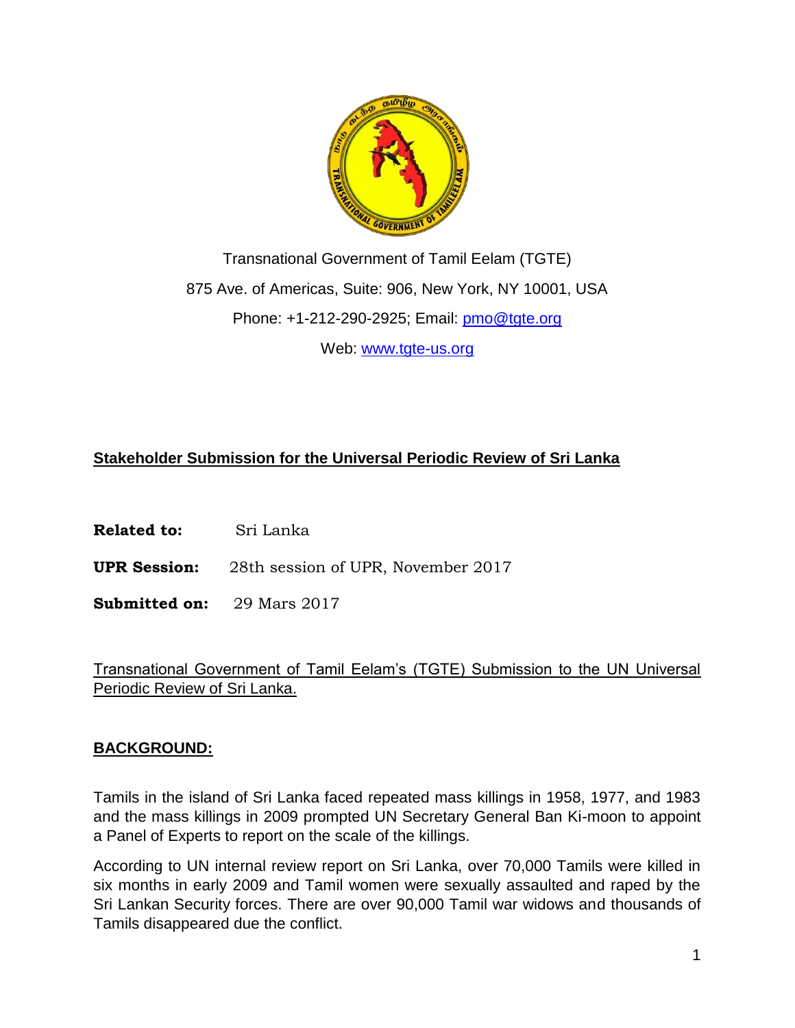Transnational Government of Tamil Eelam (TGTE)

875 Ave. of Americas, Suite: 906, New York, NY 10001, USA

Phone: +1-212-290-2925; Email: pmo@tgte.org

Web: www.tgte-us.org

## Stakeholder Submission for the Universal Periodic Review of Sri Lanka

**Related to:** Sri Lanka

**UPR Session:** 28th session of UPR, November 2017

**Submitted on:** 29 Mars 2017

Transnational Government of Tamil Eelam's (TGTE) Submission to the UN Universal Periodic Review of Sri Lanka.

## BACKGROUND:

Tamils in the island of Sri Lanka faced repeated mass killings in 1958, 1977, and 1983 and the mass killings in 2009 prompted UN Secretary General Ban Ki-moon to appoint a Panel of Experts to report on the scale of the killings.

According to UN internal review report on Sri Lanka, over 70,000 Tamils were killed in six months in early 2009 and Tamil women were sexually assaulted and raped by the Sri Lankan Security forces. There are over 90,000 Tamil war widows and thousands of Tamils disappeared due the conflict.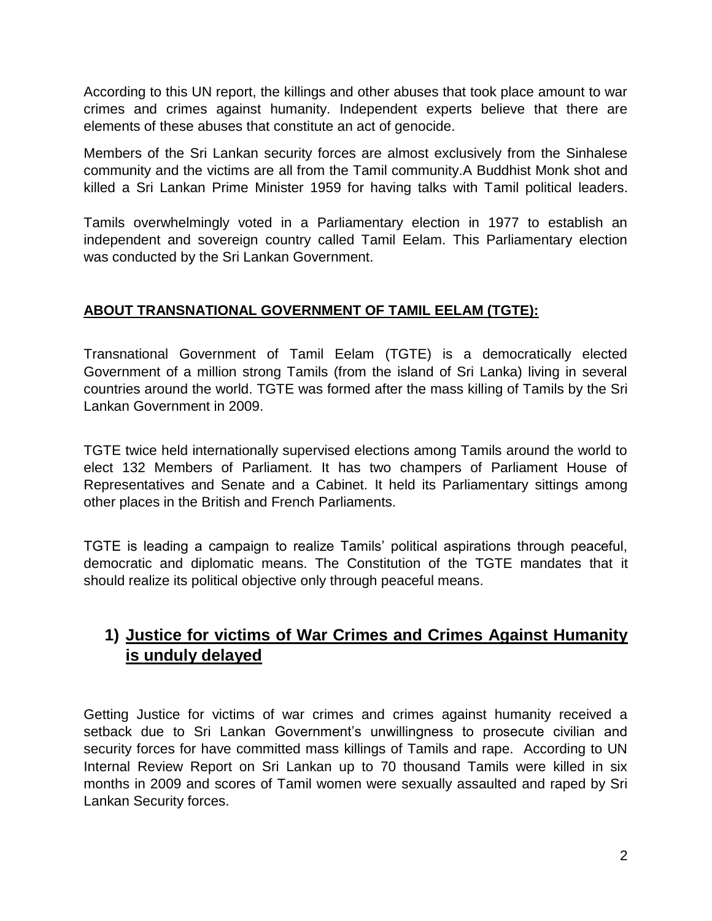According to this UN report, the killings and other abuses that took place amount to war crimes and crimes against humanity. Independent experts believe that there are elements of these abuses that constitute an act of genocide.

Members of the Sri Lankan security forces are almost exclusively from the Sinhalese community and the victims are all from the Tamil community.A Buddhist Monk shot and killed a Sri Lankan Prime Minister 1959 for having talks with Tamil political leaders.

Tamils overwhelmingly voted in a Parliamentary election in 1977 to establish an independent and sovereign country called Tamil Eelam. This Parliamentary election was conducted by the Sri Lankan Government.

**ABOUT TRANSNATIONAL GOVERNMENT OF TAMIL EELAM (TGTE):**

Transnational Government of Tamil Eelam (TGTE) is a democratically elected Government of a million strong Tamils (from the island of Sri Lanka) living in several countries around the world. TGTE was formed after the mass killing of Tamils by the Sri Lankan Government in 2009.

TGTE twice held internationally supervised elections among Tamils around the world to elect 132 Members of Parliament. It has two champers of Parliament House of Representatives and Senate and a Cabinet. It held its Parliamentary sittings among other places in the British and French Parliaments.

TGTE is leading a campaign to realize Tamils' political aspirations through peaceful, democratic and diplomatic means. The Constitution of the TGTE mandates that it should realize its political objective only through peaceful means.

## 1) Justice for victims of War Crimes and Crimes Against Humanity is unduly delayed

Getting Justice for victims of war crimes and crimes against humanity received a setback due to Sri Lankan Government's unwillingness to prosecute civilian and security forces for have committed mass killings of Tamils and rape. According to UN Internal Review Report on Sri Lankan up to 70 thousand Tamils were killed in six months in 2009 and scores of Tamil women were sexually assaulted and raped by Sri Lankan Security forces.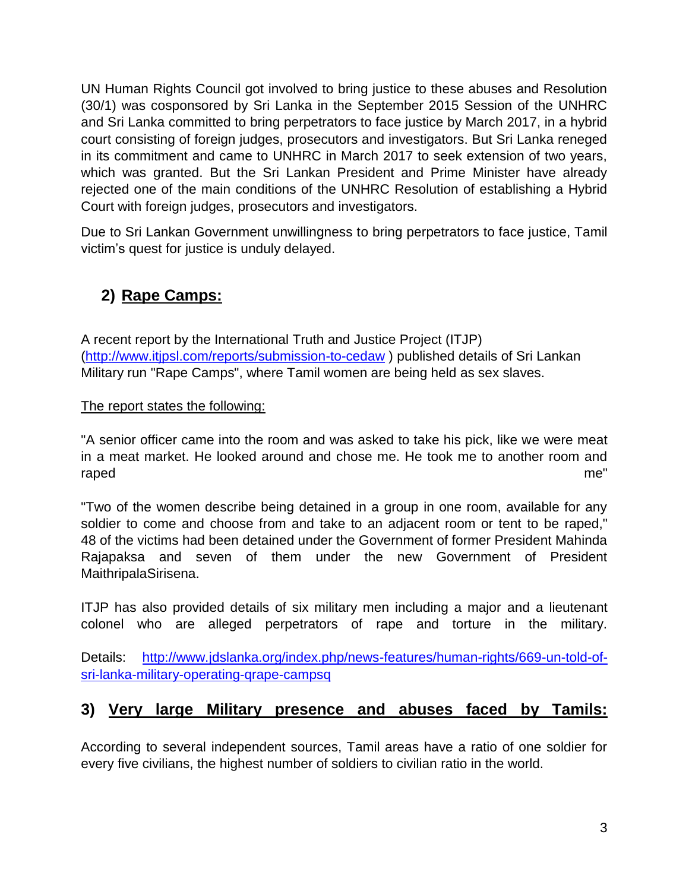UN Human Rights Council got involved to bring justice to these abuses and Resolution (30/1) was cosponsored by Sri Lanka in the September 2015 Session of the UNHRC and Sri Lanka committed to bring perpetrators to face justice by March 2017, in a hybrid court consisting of foreign judges, prosecutors and investigators. But Sri Lanka reneged in its commitment and came to UNHRC in March 2017 to seek extension of two years, which was granted. But the Sri Lankan President and Prime Minister have already rejected one of the main conditions of the UNHRC Resolution of establishing a Hybrid Court with foreign judges, prosecutors and investigators.

Due to Sri Lankan Government unwillingness to bring perpetrators to face justice, Tamil victim's quest for justice is unduly delayed.

## 2) Rape Camps:

A recent report by the International Truth and Justice Project (ITJP) (http://www.itjpsl.com/reports/submission-to-cedaw ) published details of Sri Lankan Military run "Rape Camps", where Tamil women are being held as sex slaves.

The report states the following:

"A senior officer came into the room and was asked to take his pick, like we were meat in a meat market. He looked around and chose me. He took me to another room and raped me"

"Two of the women describe being detained in a group in one room, available for any soldier to come and choose from and take to an adjacent room or tent to be raped," 48 of the victims had been detained under the Government of former President Mahinda Rajapaksa and seven of them under the new Government of President MaithripalaSirisena.

ITJP has also provided details of six military men including a major and a lieutenant colonel who are alleged perpetrators of rape and torture in the military.

Details: http://www.jdslanka.org/index.php/news-features/human-rights/669-un-told-of-sri-lanka-military-operating-qrape-campsq

## 3) Very large Military presence and abuses faced by Tamils:

According to several independent sources, Tamil areas have a ratio of one soldier for every five civilians, the highest number of soldiers to civilian ratio in the world.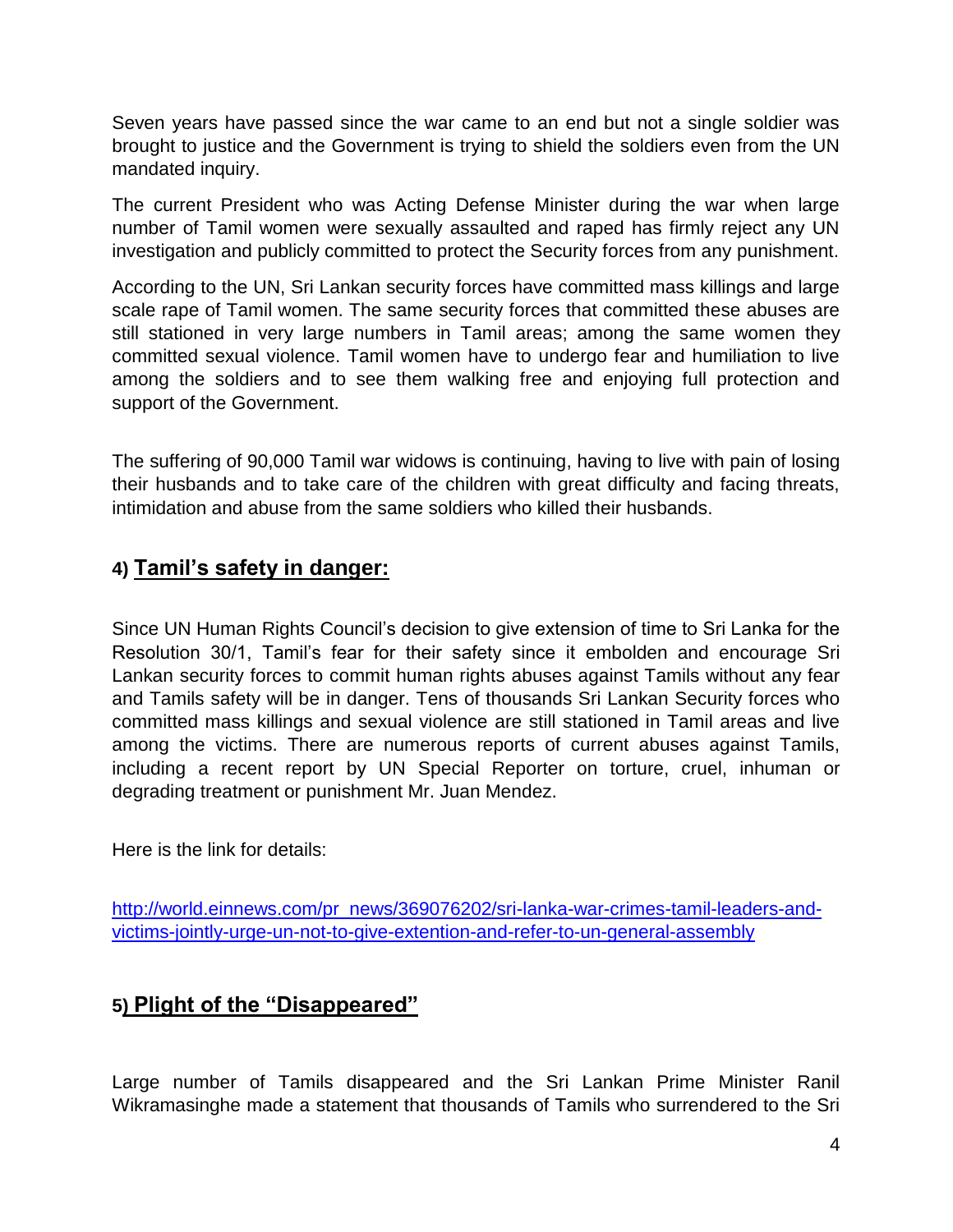Seven years have passed since the war came to an end but not a single soldier was brought to justice and the Government is trying to shield the soldiers even from the UN mandated inquiry.

The current President who was Acting Defense Minister during the war when large number of Tamil women were sexually assaulted and raped has firmly reject any UN investigation and publicly committed to protect the Security forces from any punishment.

According to the UN, Sri Lankan security forces have committed mass killings and large scale rape of Tamil women. The same security forces that committed these abuses are still stationed in very large numbers in Tamil areas; among the same women they committed sexual violence. Tamil women have to undergo fear and humiliation to live among the soldiers and to see them walking free and enjoying full protection and support of the Government.

The suffering of 90,000 Tamil war widows is continuing, having to live with pain of losing their husbands and to take care of the children with great difficulty and facing threats, intimidation and abuse from the same soldiers who killed their husbands.

## 4) Tamil's safety in danger:

Since UN Human Rights Council's decision to give extension of time to Sri Lanka for the Resolution 30/1, Tamil's fear for their safety since it embolden and encourage Sri Lankan security forces to commit human rights abuses against Tamils without any fear and Tamils safety will be in danger. Tens of thousands Sri Lankan Security forces who committed mass killings and sexual violence are still stationed in Tamil areas and live among the victims. There are numerous reports of current abuses against Tamils, including a recent report by UN Special Reporter on torture, cruel, inhuman or degrading treatment or punishment Mr. Juan Mendez.

Here is the link for details:

[http://world.einnews.com/pr_news/369076202/sri-lanka-war-crimes-tamil-leaders-and-victims-jointly-urge-un-not-to-give-extention-and-refer-to-un-general-assembly](http://world.einnews.com/pr_news/369076202/sri-lanka-war-crimes-tamil-leaders-and-victims-jointly-urge-un-not-to-give-extention-and-refer-to-un-general-assembly)

## 5) Plight of the "Disappeared"

Large number of Tamils disappeared and the Sri Lankan Prime Minister Ranil Wikramasinghe made a statement that thousands of Tamils who surrendered to the Sri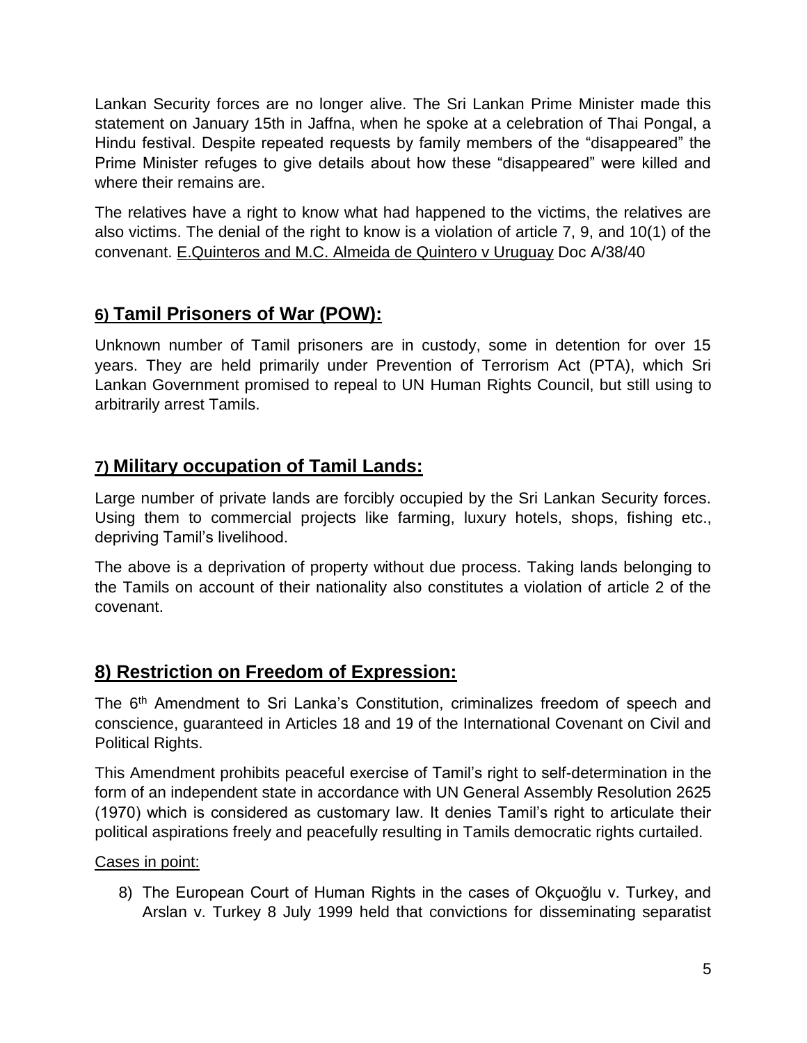Lankan Security forces are no longer alive. The Sri Lankan Prime Minister made this statement on January 15th in Jaffna, when he spoke at a celebration of Thai Pongal, a Hindu festival. Despite repeated requests by family members of the "disappeared" the Prime Minister refuges to give details about how these "disappeared" were killed and where their remains are.

The relatives have a right to know what had happened to the victims, the relatives are also victims. The denial of the right to know is a violation of article 7, 9, and 10(1) of the convenant. E.Quinteros and M.C. Almeida de Quintero v Uruguay Doc A/38/40

## 6) Tamil Prisoners of War (POW):

Unknown number of Tamil prisoners are in custody, some in detention for over 15 years. They are held primarily under Prevention of Terrorism Act (PTA), which Sri Lankan Government promised to repeal to UN Human Rights Council, but still using to arbitrarily arrest Tamils.

## 7) Military occupation of Tamil Lands:

Large number of private lands are forcibly occupied by the Sri Lankan Security forces. Using them to commercial projects like farming, luxury hotels, shops, fishing etc., depriving Tamil's livelihood.

The above is a deprivation of property without due process. Taking lands belonging to the Tamils on account of their nationality also constitutes a violation of article 2 of the covenant.

## 8) Restriction on Freedom of Expression:

The 6th Amendment to Sri Lanka's Constitution, criminalizes freedom of speech and conscience, guaranteed in Articles 18 and 19 of the International Covenant on Civil and Political Rights.

This Amendment prohibits peaceful exercise of Tamil's right to self-determination in the form of an independent state in accordance with UN General Assembly Resolution 2625 (1970) which is considered as customary law. It denies Tamil's right to articulate their political aspirations freely and peacefully resulting in Tamils democratic rights curtailed.

Cases in point:

8) The European Court of Human Rights in the cases of Okçuoğlu v. Turkey, and Arslan v. Turkey 8 July 1999 held that convictions for disseminating separatist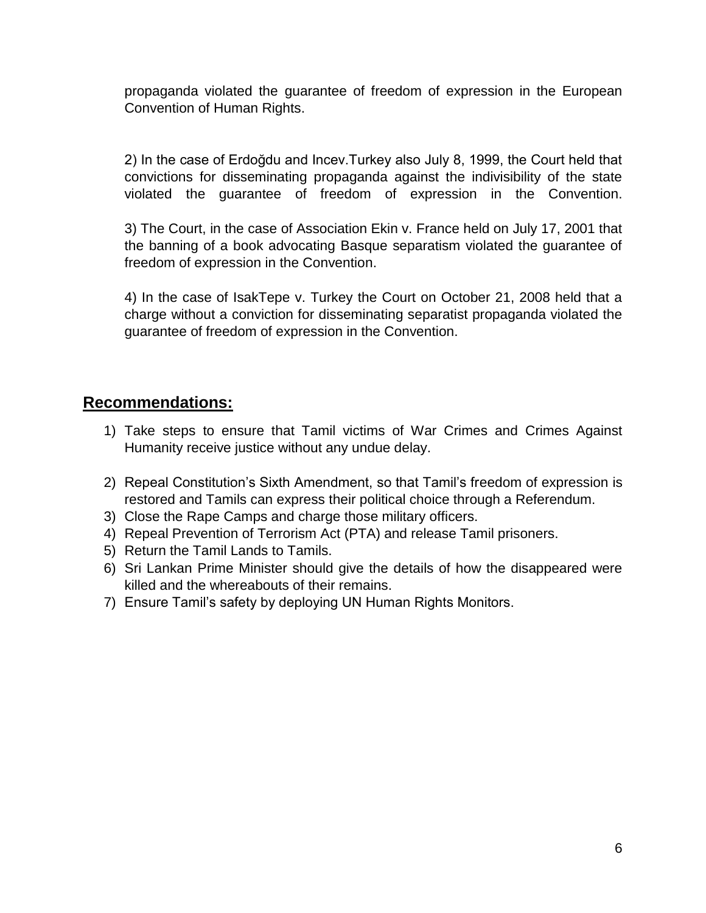propaganda violated the guarantee of freedom of expression in the European Convention of Human Rights.

2) In the case of Erdoğdu and Incev.Turkey also July 8, 1999, the Court held that convictions for disseminating propaganda against the indivisibility of the state violated the guarantee of freedom of expression in the Convention.

3) The Court, in the case of Association Ekin v. France held on July 17, 2001 that the banning of a book advocating Basque separatism violated the guarantee of freedom of expression in the Convention.

4) In the case of IsakTepe v. Turkey the Court on October 21, 2008 held that a charge without a conviction for disseminating separatist propaganda violated the guarantee of freedom of expression in the Convention.

## Recommendations:

1) Take steps to ensure that Tamil victims of War Crimes and Crimes Against Humanity receive justice without any undue delay.
2) Repeal Constitution's Sixth Amendment, so that Tamil's freedom of expression is restored and Tamils can express their political choice through a Referendum.
3) Close the Rape Camps and charge those military officers.
4) Repeal Prevention of Terrorism Act (PTA) and release Tamil prisoners.
5) Return the Tamil Lands to Tamils.
6) Sri Lankan Prime Minister should give the details of how the disappeared were killed and the whereabouts of their remains.
7) Ensure Tamil's safety by deploying UN Human Rights Monitors.